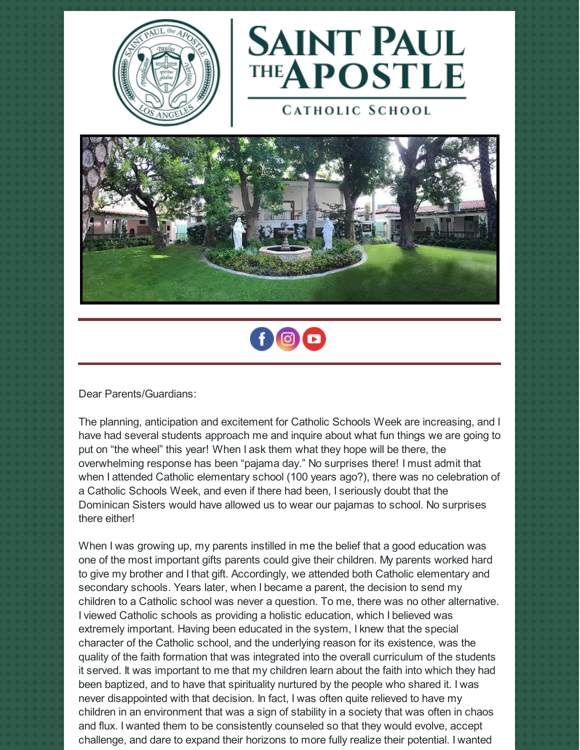# Saint Paul the Apostle

## Catholic School

Dear Parents/Guardians:

The planning, anticipation and excitement for Catholic Schools Week are increasing, and I have had several students approach me and inquire about what fun things we are going to put on "the wheel" this year! When I ask them what they hope will be there, the overwhelming response has been "pajama day." No surprises there! I must admit that when I attended Catholic elementary school (100 years ago?), there was no celebration of a Catholic Schools Week, and even if there had been, I seriously doubt that the Dominican Sisters would have allowed us to wear our pajamas to school. No surprises there either!

When I was growing up, my parents instilled in me the belief that a good education was one of the most important gifts parents could give their children. My parents worked hard to give my brother and I that gift. Accordingly, we attended both Catholic elementary and secondary schools. Years later, when I became a parent, the decision to send my children to a Catholic school was never a question. To me, there was no other alternative. I viewed Catholic schools as providing a holistic education, which I believed was extremely important. Having been educated in the system, I knew that the special character of the Catholic school, and the underlying reason for its existence, was the quality of the faith formation that was integrated into the overall curriculum of the students it served. It was important to me that my children learn about the faith into which they had been baptized, and to have that spirituality nurtured by the people who shared it. I was never disappointed with that decision. In fact, I was often quite relieved to have my children in an environment that was a sign of stability in a society that was often in chaos and flux. I wanted them to be consistently counseled so that they would evolve, accept challenge, and dare to expand their horizons to more fully realize their potential. I wanted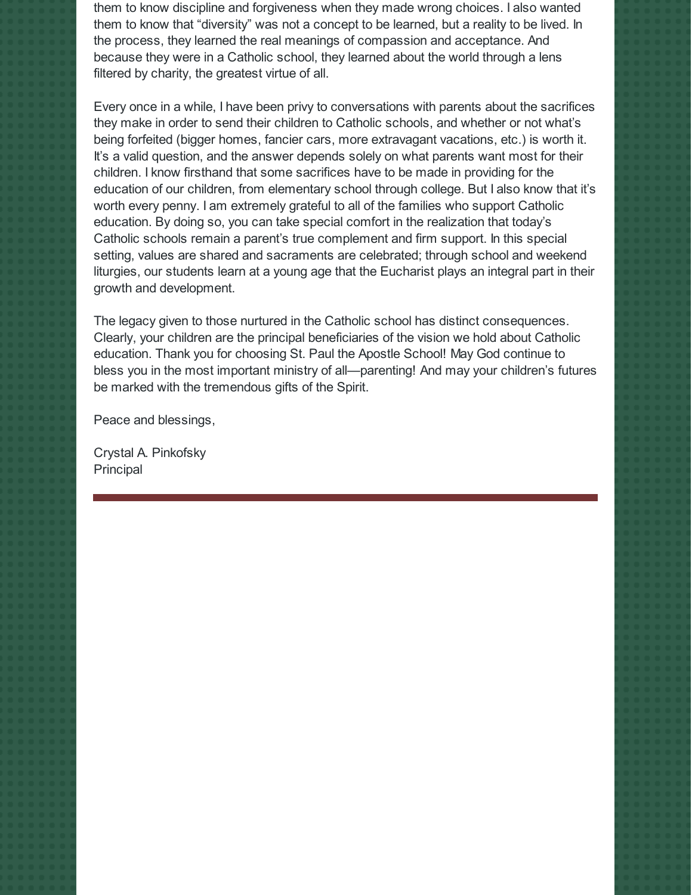them to know discipline and forgiveness when they made wrong choices. I also wanted them to know that "diversity" was not a concept to be learned, but a reality to be lived. In the process, they learned the real meanings of compassion and acceptance. And because they were in a Catholic school, they learned about the world through a lens filtered by charity, the greatest virtue of all.

Every once in a while, I have been privy to conversations with parents about the sacrifices they make in order to send their children to Catholic schools, and whether or not what's being forfeited (bigger homes, fancier cars, more extravagant vacations, etc.) is worth it. It's a valid question, and the answer depends solely on what parents want most for their children. I know firsthand that some sacrifices have to be made in providing for the education of our children, from elementary school through college. But I also know that it's worth every penny. I am extremely grateful to all of the families who support Catholic education. By doing so, you can take special comfort in the realization that today's Catholic schools remain a parent's true complement and firm support. In this special setting, values are shared and sacraments are celebrated; through school and weekend liturgies, our students learn at a young age that the Eucharist plays an integral part in their growth and development.

The legacy given to those nurtured in the Catholic school has distinct consequences. Clearly, your children are the principal beneficiaries of the vision we hold about Catholic education. Thank you for choosing St. Paul the Apostle School! May God continue to bless you in the most important ministry of all—parenting! And may your children's futures be marked with the tremendous gifts of the Spirit.

Peace and blessings,

Crystal A. Pinkofsky
Principal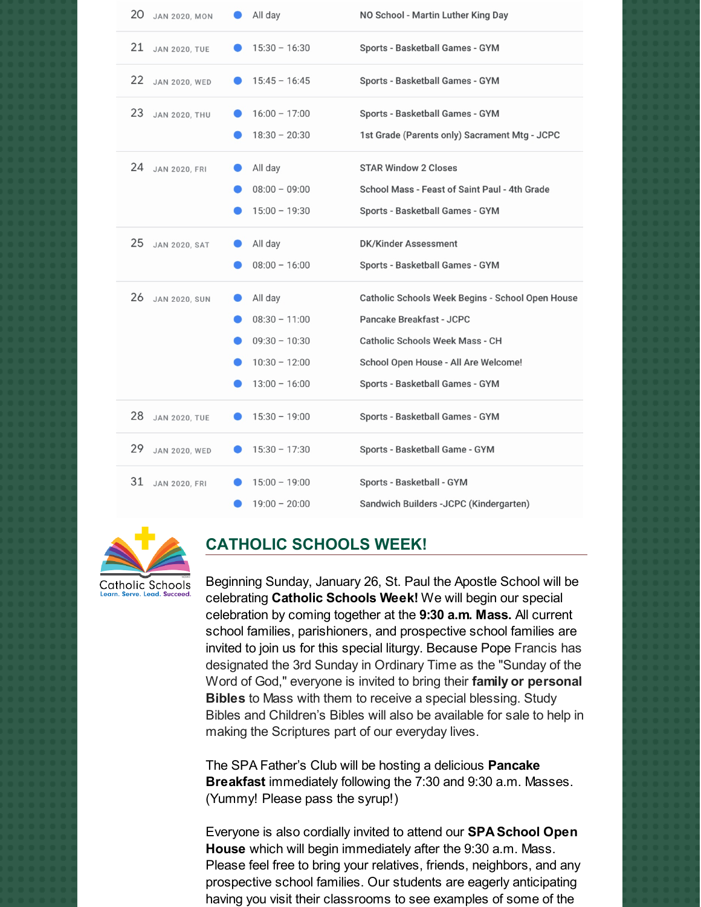| Date | Day | Time | Event |
|---|---|---|---|
| 20 | JAN 2020, MON | All day | NO School - Martin Luther King Day |
| 21 | JAN 2020, TUE | 15:30 – 16:30 | Sports - Basketball Games - GYM |
| 22 | JAN 2020, WED | 15:45 – 16:45 | Sports - Basketball Games - GYM |
| 23 | JAN 2020, THU | 16:00 – 17:00 | Sports - Basketball Games - GYM |
| | | 18:30 – 20:30 | 1st Grade (Parents only) Sacrament Mtg - JCPC |
| 24 | JAN 2020, FRI | All day | STAR Window 2 Closes |
| | | 08:00 – 09:00 | School Mass - Feast of Saint Paul - 4th Grade |
| | | 15:00 – 19:30 | Sports - Basketball Games - GYM |
| 25 | JAN 2020, SAT | All day | DK/Kinder Assessment |
| | | 08:00 – 16:00 | Sports - Basketball Games - GYM |
| 26 | JAN 2020, SUN | All day | Catholic Schools Week Begins - School Open House |
| | | 08:30 – 11:00 | Pancake Breakfast - JCPC |
| | | 09:30 – 10:30 | Catholic Schools Week Mass - CH |
| | | 10:30 – 12:00 | School Open House - All Are Welcome! |
| | | 13:00 – 16:00 | Sports - Basketball Games - GYM |
| 28 | JAN 2020, TUE | 15:30 – 19:00 | Sports - Basketball Games - GYM |
| 29 | JAN 2020, WED | 15:30 – 17:30 | Sports - Basketball Game - GYM |
| 31 | JAN 2020, FRI | 15:00 – 19:00 | Sports - Basketball - GYM |
| | | 19:00 – 20:00 | Sandwich Builders -JCPC (Kindergarten) |

Catholic Schools
Learn. Serve. Lead. Succeed.

## CATHOLIC SCHOOLS WEEK!

Beginning Sunday, January 26, St. Paul the Apostle School will be celebrating **Catholic Schools Week!** We will begin our special celebration by coming together at the **9:30 a.m. Mass.** All current school families, parishioners, and prospective school families are invited to join us for this special liturgy. Because Pope Francis has designated the 3rd Sunday in Ordinary Time as the "Sunday of the Word of God," everyone is invited to bring their **family or personal Bibles** to Mass with them to receive a special blessing. Study Bibles and Children's Bibles will also be available for sale to help in making the Scriptures part of our everyday lives.

The SPA Father's Club will be hosting a delicious **Pancake Breakfast** immediately following the 7:30 and 9:30 a.m. Masses. (Yummy! Please pass the syrup!)

Everyone is also cordially invited to attend our **SPA School Open House** which will begin immediately after the 9:30 a.m. Mass. Please feel free to bring your relatives, friends, neighbors, and any prospective school families. Our students are eagerly anticipating having you visit their classrooms to see examples of some of the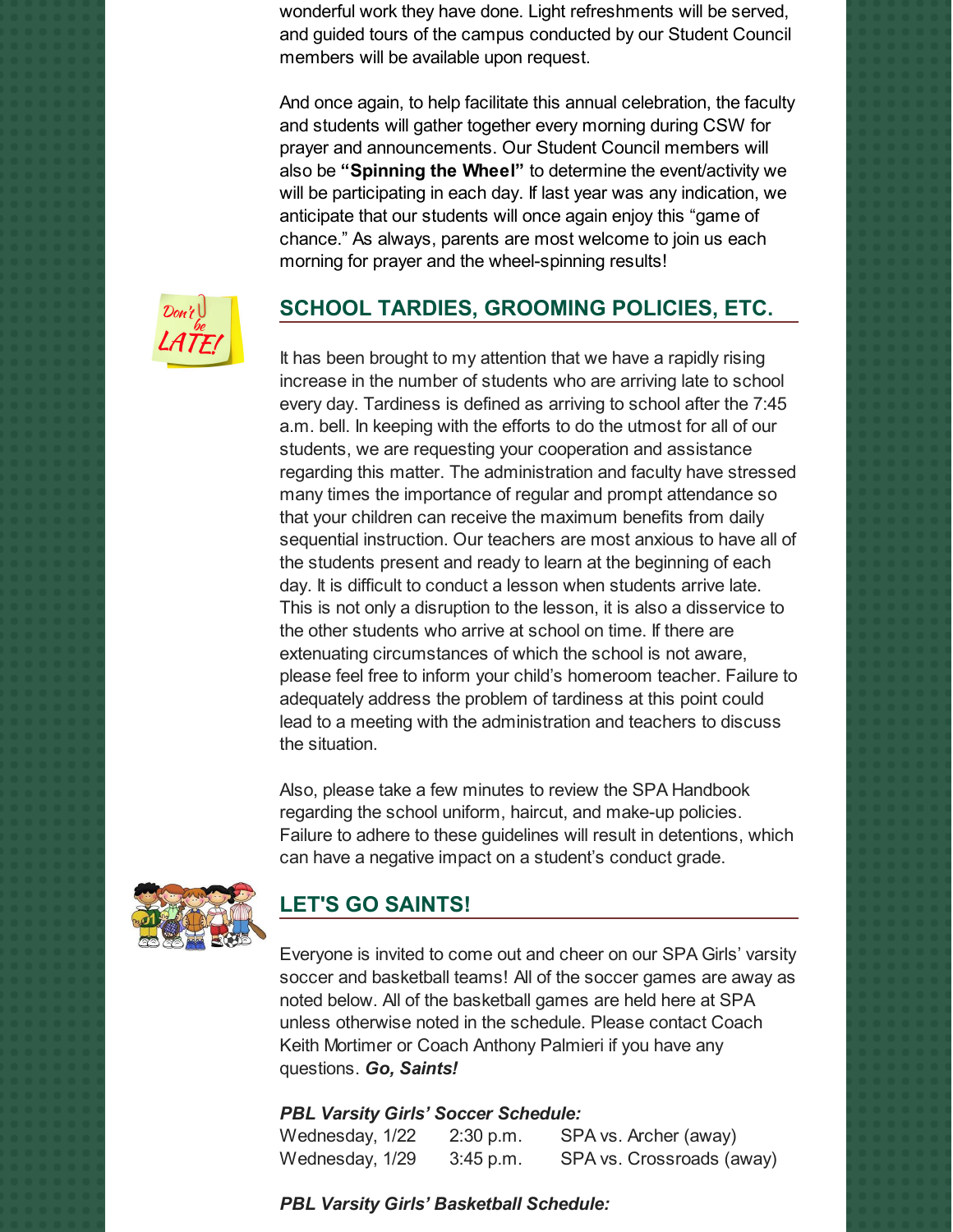wonderful work they have done. Light refreshments will be served, and guided tours of the campus conducted by our Student Council members will be available upon request.

And once again, to help facilitate this annual celebration, the faculty and students will gather together every morning during CSW for prayer and announcements. Our Student Council members will also be **"Spinning the Wheel"** to determine the event/activity we will be participating in each day. If last year was any indication, we anticipate that our students will once again enjoy this "game of chance." As always, parents are most welcome to join us each morning for prayer and the wheel-spinning results!

## SCHOOL TARDIES, GROOMING POLICIES, ETC.

It has been brought to my attention that we have a rapidly rising increase in the number of students who are arriving late to school every day. Tardiness is defined as arriving to school after the 7:45 a.m. bell. In keeping with the efforts to do the utmost for all of our students, we are requesting your cooperation and assistance regarding this matter. The administration and faculty have stressed many times the importance of regular and prompt attendance so that your children can receive the maximum benefits from daily sequential instruction. Our teachers are most anxious to have all of the students present and ready to learn at the beginning of each day. It is difficult to conduct a lesson when students arrive late. This is not only a disruption to the lesson, it is also a disservice to the other students who arrive at school on time. If there are extenuating circumstances of which the school is not aware, please feel free to inform your child's homeroom teacher. Failure to adequately address the problem of tardiness at this point could lead to a meeting with the administration and teachers to discuss the situation.

Also, please take a few minutes to review the SPA Handbook regarding the school uniform, haircut, and make-up policies. Failure to adhere to these guidelines will result in detentions, which can have a negative impact on a student's conduct grade.

## LET'S GO SAINTS!

Everyone is invited to come out and cheer on our SPA Girls' varsity soccer and basketball teams! All of the soccer games are away as noted below. All of the basketball games are held here at SPA unless otherwise noted in the schedule. Please contact Coach Keith Mortimer or Coach Anthony Palmieri if you have any questions. ***Go, Saints!***

***PBL Varsity Girls' Soccer Schedule:***

| | | |
|---|---|---|
| Wednesday, 1/22 | 2:30 p.m. | SPA vs. Archer (away) |
| Wednesday, 1/29 | 3:45 p.m. | SPA vs. Crossroads (away) |

***PBL Varsity Girls' Basketball Schedule:***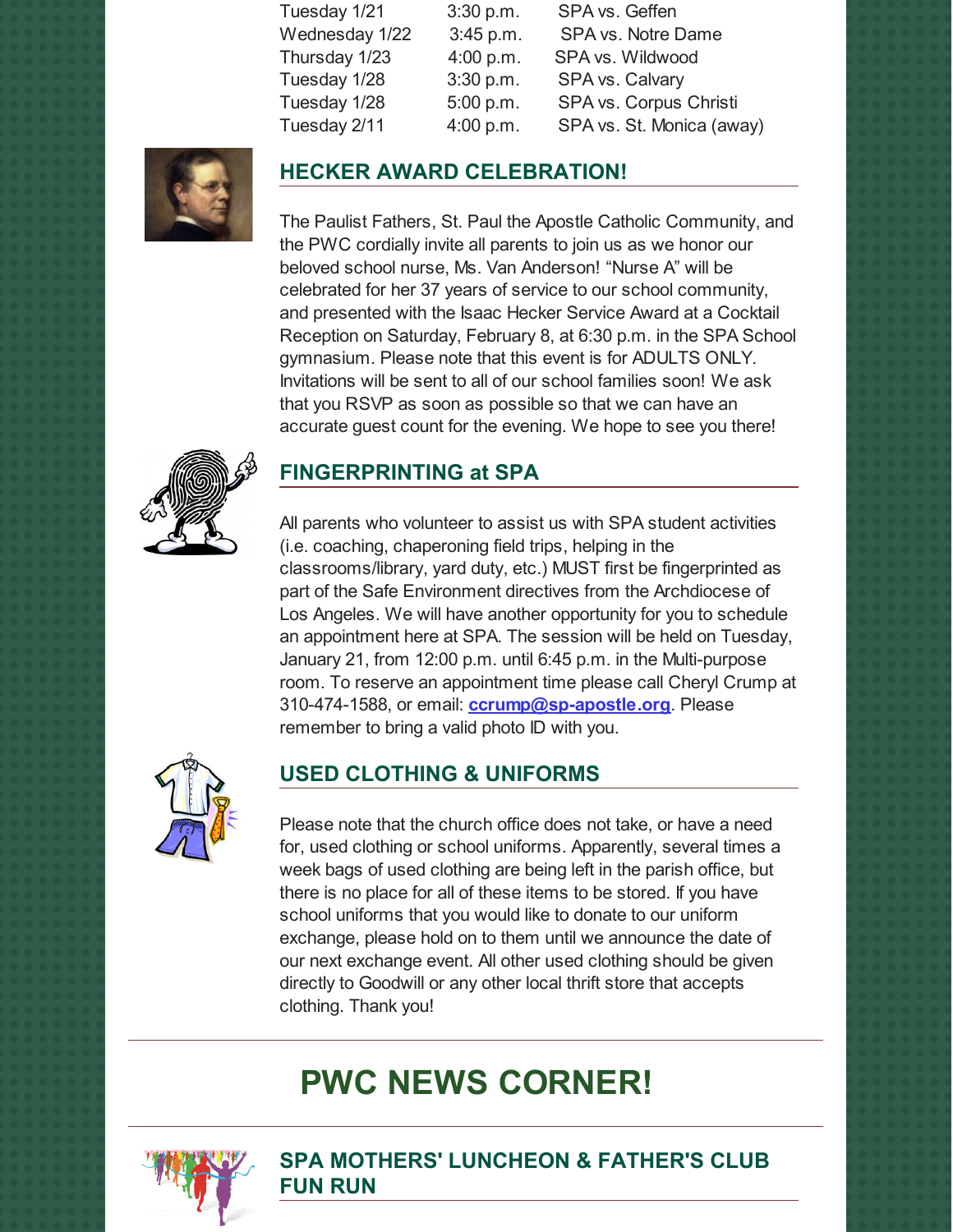| | | |
|---|---|---|
| Tuesday 1/21 | 3:30 p.m. | SPA vs. Geffen |
| Wednesday 1/22 | 3:45 p.m. | SPA vs. Notre Dame |
| Thursday 1/23 | 4:00 p.m. | SPA vs. Wildwood |
| Tuesday 1/28 | 3:30 p.m. | SPA vs. Calvary |
| Tuesday 1/28 | 5:00 p.m. | SPA vs. Corpus Christi |
| Tuesday 2/11 | 4:00 p.m. | SPA vs. St. Monica (away) |

## HECKER AWARD CELEBRATION!

The Paulist Fathers, St. Paul the Apostle Catholic Community, and the PWC cordially invite all parents to join us as we honor our beloved school nurse, Ms. Van Anderson! "Nurse A" will be celebrated for her 37 years of service to our school community, and presented with the Isaac Hecker Service Award at a Cocktail Reception on Saturday, February 8, at 6:30 p.m. in the SPA School gymnasium. Please note that this event is for ADULTS ONLY. Invitations will be sent to all of our school families soon! We ask that you RSVP as soon as possible so that we can have an accurate guest count for the evening. We hope to see you there!

## FINGERPRINTING at SPA

All parents who volunteer to assist us with SPA student activities (i.e. coaching, chaperoning field trips, helping in the classrooms/library, yard duty, etc.) MUST first be fingerprinted as part of the Safe Environment directives from the Archdiocese of Los Angeles. We will have another opportunity for you to schedule an appointment here at SPA. The session will be held on Tuesday, January 21, from 12:00 p.m. until 6:45 p.m. in the Multi-purpose room. To reserve an appointment time please call Cheryl Crump at 310-474-1588, or email: **ccrump@sp-apostle.org**. Please remember to bring a valid photo ID with you.

## USED CLOTHING & UNIFORMS

Please note that the church office does not take, or have a need for, used clothing or school uniforms. Apparently, several times a week bags of used clothing are being left in the parish office, but there is no place for all of these items to be stored. If you have school uniforms that you would like to donate to our uniform exchange, please hold on to them until we announce the date of our next exchange event. All other used clothing should be given directly to Goodwill or any other local thrift store that accepts clothing. Thank you!

# PWC NEWS CORNER!

## SPA MOTHERS' LUNCHEON & FATHER'S CLUB FUN RUN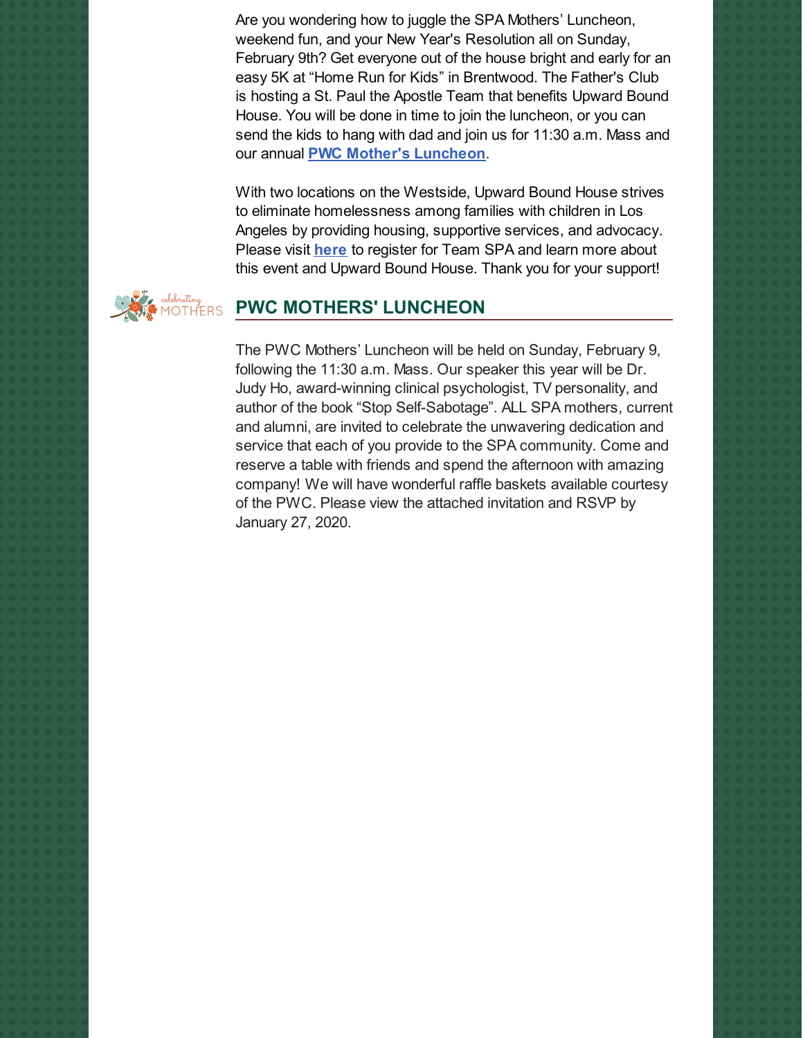Are you wondering how to juggle the SPA Mothers' Luncheon, weekend fun, and your New Year's Resolution all on Sunday, February 9th? Get everyone out of the house bright and early for an easy 5K at "Home Run for Kids" in Brentwood. The Father's Club is hosting a St. Paul the Apostle Team that benefits Upward Bound House. You will be done in time to join the luncheon, or you can send the kids to hang with dad and join us for 11:30 a.m. Mass and our annual **PWC Mother's Luncheon**.

With two locations on the Westside, Upward Bound House strives to eliminate homelessness among families with children in Los Angeles by providing housing, supportive services, and advocacy. Please visit **here** to register for Team SPA and learn more about this event and Upward Bound House. Thank you for your support!

## PWC MOTHERS' LUNCHEON

The PWC Mothers' Luncheon will be held on Sunday, February 9, following the 11:30 a.m. Mass. Our speaker this year will be Dr. Judy Ho, award-winning clinical psychologist, TV personality, and author of the book "Stop Self-Sabotage". ALL SPA mothers, current and alumni, are invited to celebrate the unwavering dedication and service that each of you provide to the SPA community. Come and reserve a table with friends and spend the afternoon with amazing company! We will have wonderful raffle baskets available courtesy of the PWC. Please view the attached invitation and RSVP by January 27, 2020.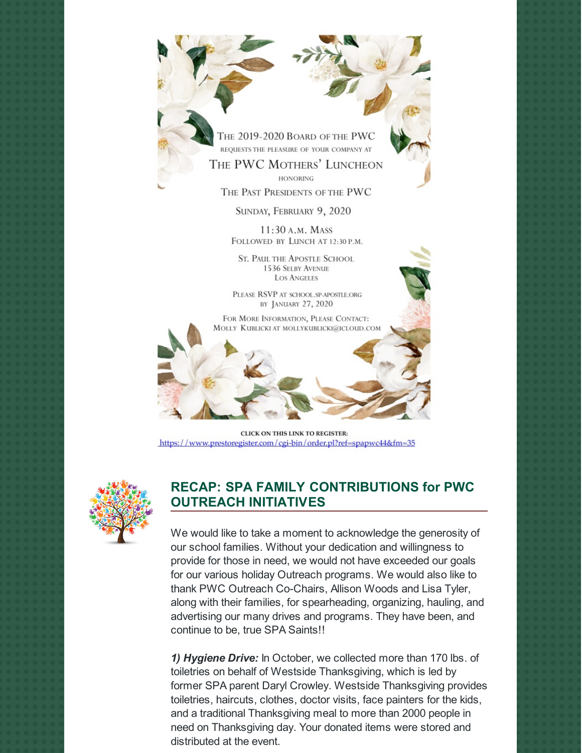The 2019-2020 Board of the PWC
requests the pleasure of your company at

The PWC Mothers' Luncheon

honoring

The Past Presidents of the PWC

Sunday, February 9, 2020

11:30 a.m. Mass
Followed by Lunch at 12:30 p.m.

St. Paul the Apostle School
1536 Selby Avenue
Los Angeles

Please RSVP at school.sp-apostle.org
by January 27, 2020

For More Information, Please Contact:
Molly Kublicki at mollykublicki@icloud.com

**CLICK ON THIS LINK TO REGISTER:**
https://www.prestoregister.com/cgi-bin/order.pl?ref=spapwc44&fm=35

## RECAP: SPA FAMILY CONTRIBUTIONS for PWC OUTREACH INITIATIVES

We would like to take a moment to acknowledge the generosity of our school families. Without your dedication and willingness to provide for those in need, we would not have exceeded our goals for our various holiday Outreach programs. We would also like to thank PWC Outreach Co-Chairs, Allison Woods and Lisa Tyler, along with their families, for spearheading, organizing, hauling, and advertising our many drives and programs. They have been, and continue to be, true SPA Saints!!

***1) Hygiene Drive:*** In October, we collected more than 170 lbs. of toiletries on behalf of Westside Thanksgiving, which is led by former SPA parent Daryl Crowley. Westside Thanksgiving provides toiletries, haircuts, clothes, doctor visits, face painters for the kids, and a traditional Thanksgiving meal to more than 2000 people in need on Thanksgiving day. Your donated items were stored and distributed at the event.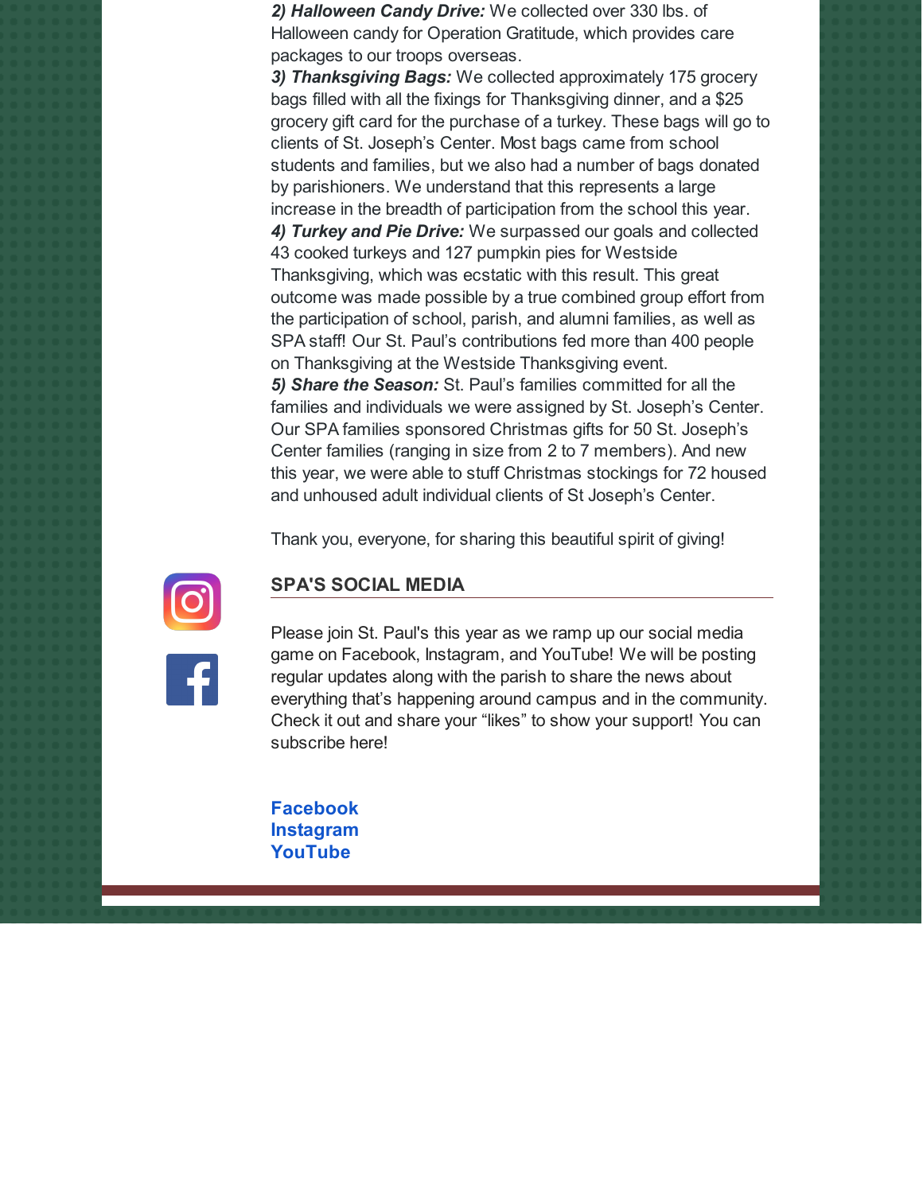***2) Halloween Candy Drive:*** We collected over 330 lbs. of Halloween candy for Operation Gratitude, which provides care packages to our troops overseas.
***3) Thanksgiving Bags:*** We collected approximately 175 grocery bags filled with all the fixings for Thanksgiving dinner, and a $25 grocery gift card for the purchase of a turkey. These bags will go to clients of St. Joseph's Center. Most bags came from school students and families, but we also had a number of bags donated by parishioners. We understand that this represents a large increase in the breadth of participation from the school this year.
***4) Turkey and Pie Drive:*** We surpassed our goals and collected 43 cooked turkeys and 127 pumpkin pies for Westside Thanksgiving, which was ecstatic with this result. This great outcome was made possible by a true combined group effort from the participation of school, parish, and alumni families, as well as SPA staff! Our St. Paul's contributions fed more than 400 people on Thanksgiving at the Westside Thanksgiving event.
***5) Share the Season:*** St. Paul's families committed for all the families and individuals we were assigned by St. Joseph's Center. Our SPA families sponsored Christmas gifts for 50 St. Joseph's Center families (ranging in size from 2 to 7 members). And new this year, we were able to stuff Christmas stockings for 72 housed and unhoused adult individual clients of St Joseph's Center.

Thank you, everyone, for sharing this beautiful spirit of giving!

## SPA'S SOCIAL MEDIA

Please join St. Paul's this year as we ramp up our social media game on Facebook, Instagram, and YouTube! We will be posting regular updates along with the parish to share the news about everything that's happening around campus and in the community. Check it out and share your "likes" to show your support! You can subscribe here!

**Facebook**
**Instagram**
**YouTube**